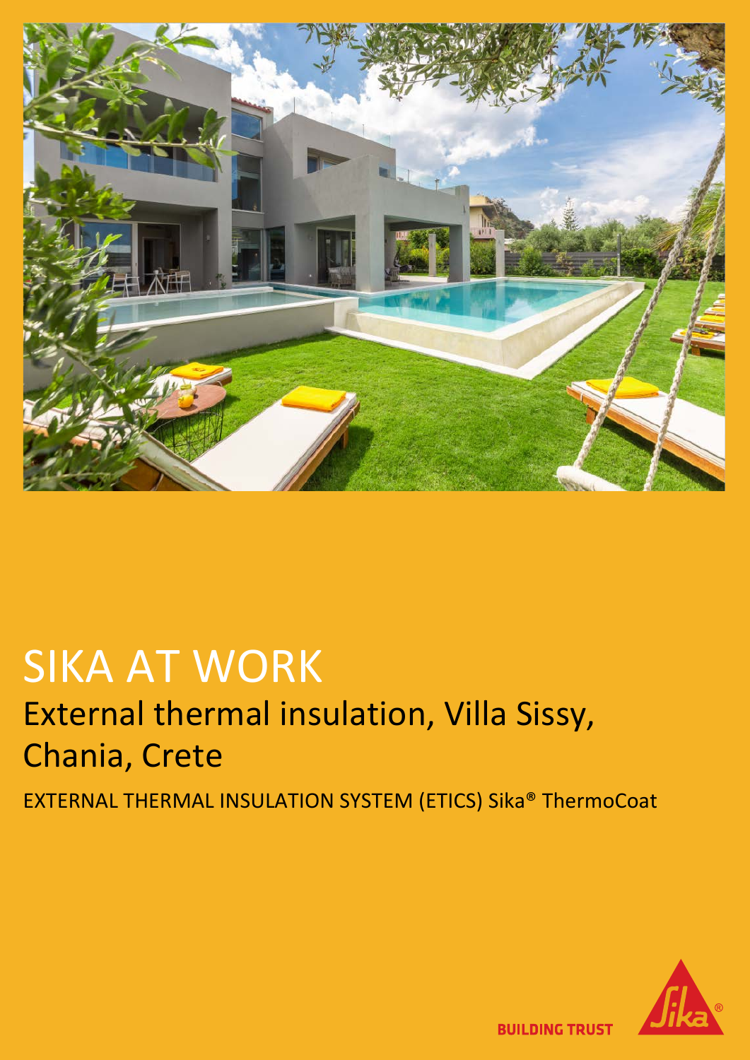# SIKA AT WORK

## External thermal insulation, Villa Sissy, Chania, Crete

EXTERNAL THERMAL INSULATION SYSTEM (ETICS) Sika® ThermoCoat

BUILDING TRUST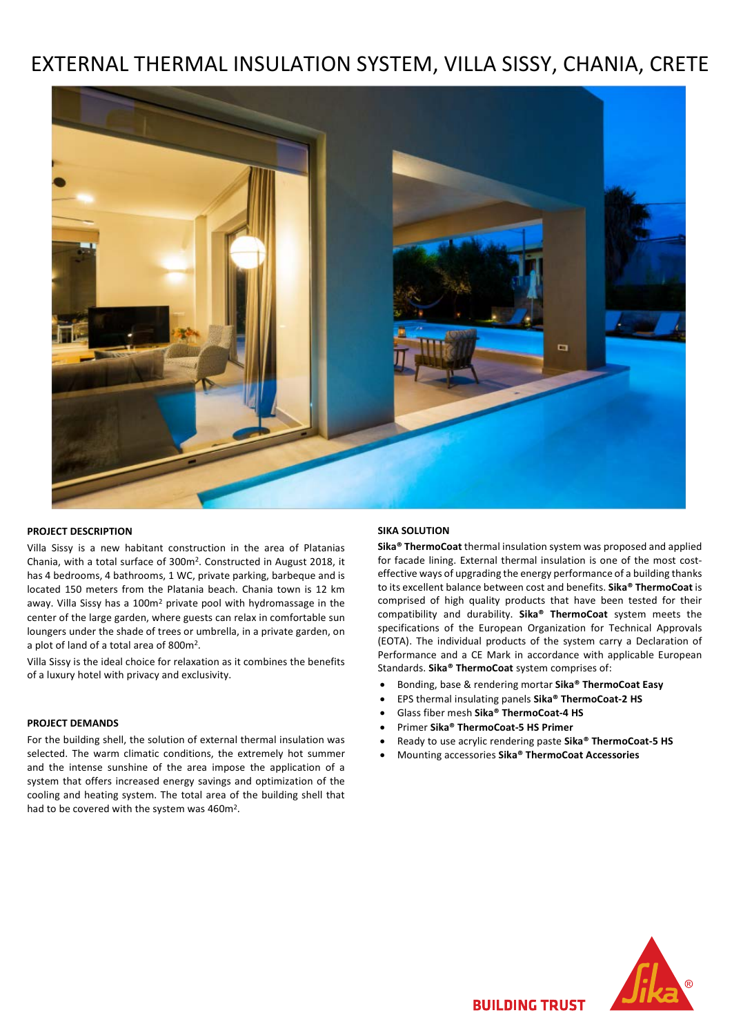# EXTERNAL THERMAL INSULATION SYSTEM, VILLA SISSY, CHANIA, CRETE

## PROJECT DESCRIPTION

Villa Sissy is a new habitant construction in the area of Platanias Chania, with a total surface of 300m$^2$. Constructed in August 2018, it has 4 bedrooms, 4 bathrooms, 1 WC, private parking, barbeque and is located 150 meters from the Platania beach. Chania town is 12 km away. Villa Sissy has a 100m$^2$ private pool with hydromassage in the center of the large garden, where guests can relax in comfortable sun loungers under the shade of trees or umbrella, in a private garden, on a plot of land of a total area of 800m$^2$.

Villa Sissy is the ideal choice for relaxation as it combines the benefits of a luxury hotel with privacy and exclusivity.

## PROJECT DEMANDS

For the building shell, the solution of external thermal insulation was selected. The warm climatic conditions, the extremely hot summer and the intense sunshine of the area impose the application of a system that offers increased energy savings and optimization of the cooling and heating system. The total area of the building shell that had to be covered with the system was 460m$^2$.

## SIKA SOLUTION

**Sika® ThermoCoat** thermal insulation system was proposed and applied for facade lining. External thermal insulation is one of the most cost-effective ways of upgrading the energy performance of a building thanks to its excellent balance between cost and benefits. **Sika® ThermoCoat** is comprised of high quality products that have been tested for their compatibility and durability. **Sika® ThermoCoat** system meets the specifications of the European Organization for Technical Approvals (EOTA). The individual products of the system carry a Declaration of Performance and a CE Mark in accordance with applicable European Standards. **Sika® ThermoCoat** system comprises of:

- Bonding, base & rendering mortar **Sika® ThermoCoat Easy**
- EPS thermal insulating panels **Sika® ThermoCoat-2 HS**
- Glass fiber mesh **Sika® ThermoCoat-4 HS**
- Primer **Sika® ThermoCoat-5 HS Primer**
- Ready to use acrylic rendering paste **Sika® ThermoCoat-5 HS**
- Mounting accessories **Sika® ThermoCoat Accessories**

BUILDING TRUST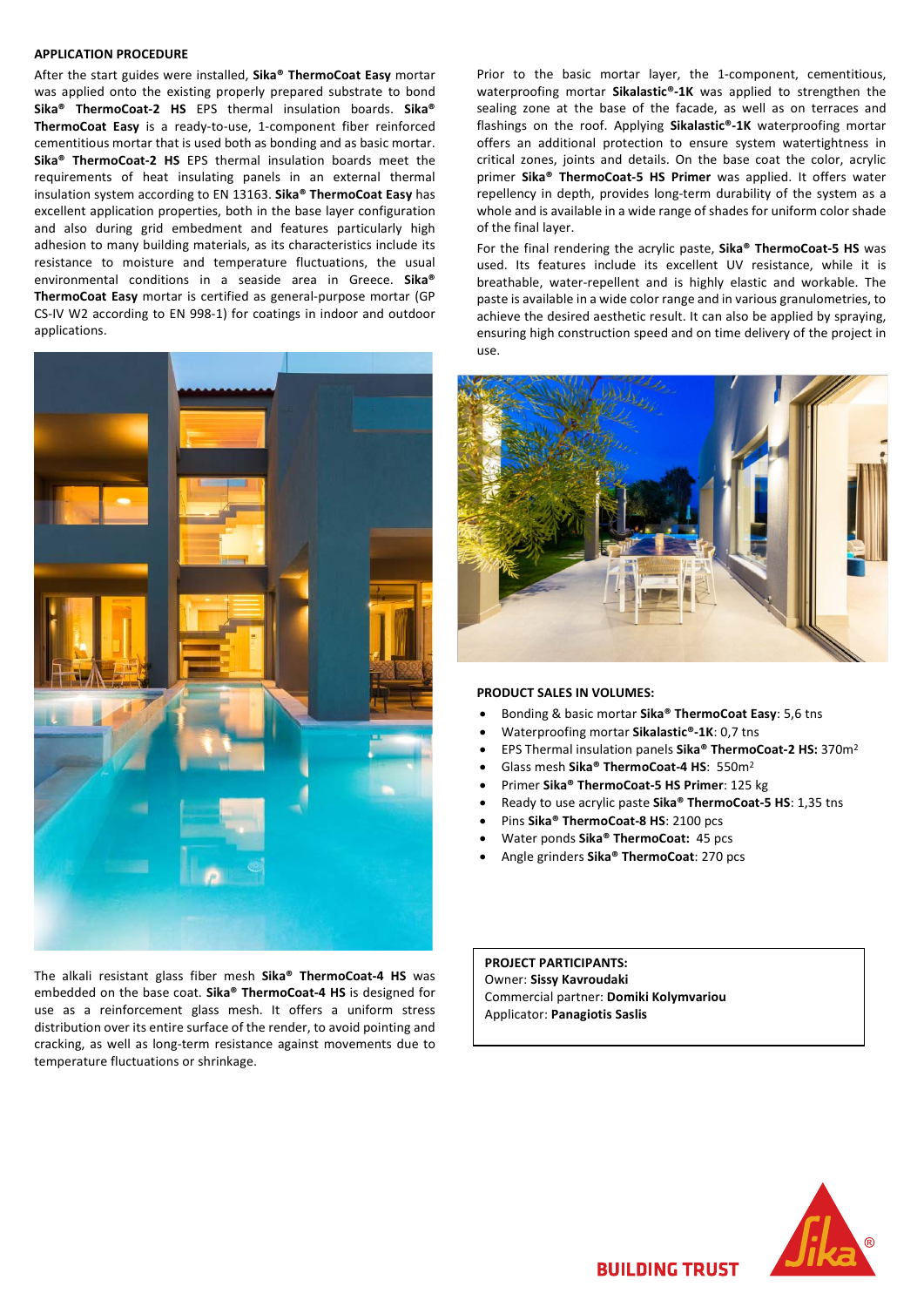## APPLICATION PROCEDURE

After the start guides were installed, **Sika® ThermoCoat Easy** mortar was applied onto the existing properly prepared substrate to bond **Sika® ThermoCoat-2 HS** EPS thermal insulation boards. **Sika® ThermoCoat Easy** is a ready-to-use, 1-component fiber reinforced cementitious mortar that is used both as bonding and as basic mortar. **Sika® ThermoCoat-2 HS** EPS thermal insulation boards meet the requirements of heat insulating panels in an external thermal insulation system according to EN 13163. **Sika® ThermoCoat Easy** has excellent application properties, both in the base layer configuration and also during grid embedment and features particularly high adhesion to many building materials, as its characteristics include its resistance to moisture and temperature fluctuations, the usual environmental conditions in a seaside area in Greece. **Sika® ThermoCoat Easy** mortar is certified as general-purpose mortar (GP CS-IV W2 according to EN 998-1) for coatings in indoor and outdoor applications.

The alkali resistant glass fiber mesh **Sika® ThermoCoat-4 HS** was embedded on the base coat. **Sika® ThermoCoat-4 HS** is designed for use as a reinforcement glass mesh. It offers a uniform stress distribution over its entire surface of the render, to avoid pointing and cracking, as well as long-term resistance against movements due to temperature fluctuations or shrinkage.

Prior to the basic mortar layer, the 1-component, cementitious, waterproofing mortar **Sikalastic®-1K** was applied to strengthen the sealing zone at the base of the facade, as well as on terraces and flashings on the roof. Applying **Sikalastic®-1K** waterproofing mortar offers an additional protection to ensure system watertightness in critical zones, joints and details. On the base coat the color, acrylic primer **Sika® ThermoCoat-5 HS Primer** was applied. It offers water repellency in depth, provides long-term durability of the system as a whole and is available in a wide range of shades for uniform color shade of the final layer.

For the final rendering the acrylic paste, **Sika® ThermoCoat-5 HS** was used. Its features include its excellent UV resistance, while it is breathable, water-repellent and is highly elastic and workable. The paste is available in a wide color range and in various granulometries, to achieve the desired aesthetic result. It can also be applied by spraying, ensuring high construction speed and on time delivery of the project in use.

## PRODUCT SALES IN VOLUMES:

- Bonding & basic mortar **Sika® ThermoCoat Easy**: 5,6 tns
- Waterproofing mortar **Sikalastic®-1K**: 0,7 tns
- EPS Thermal insulation panels **Sika® ThermoCoat-2 HS:** 370m$^2$
- Glass mesh **Sika® ThermoCoat-4 HS**: 550m$^2$
- Primer **Sika® ThermoCoat-5 HS Primer**: 125 kg
- Ready to use acrylic paste **Sika® ThermoCoat-5 HS**: 1,35 tns
- Pins **Sika® ThermoCoat-8 HS**: 2100 pcs
- Water ponds **Sika® ThermoCoat:** 45 pcs
- Angle grinders **Sika® ThermoCoat**: 270 pcs

**PROJECT PARTICIPANTS:**
Owner: **Sissy Kavroudaki**
Commercial partner: **Domiki Kolymvariou**
Applicator: **Panagiotis Saslis**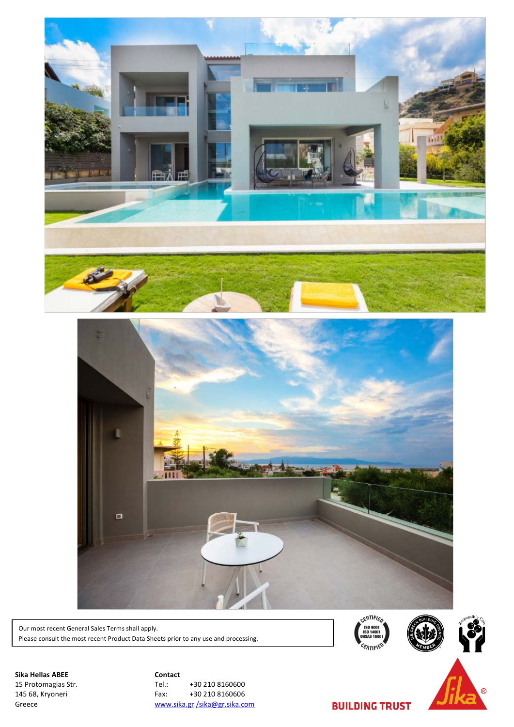Our most recent General Sales Terms shall apply.
Please consult the most recent Product Data Sheets prior to any use and processing.

**Sika Hellas ABEE**
15 Protomagias Str.
145 68, Kryoneri
Greece

**Contact**
Tel.: +30 210 8160600
Fax: +30 210 8160606
www.sika.gr /sika@gr.sika.com

BUILDING TRUST